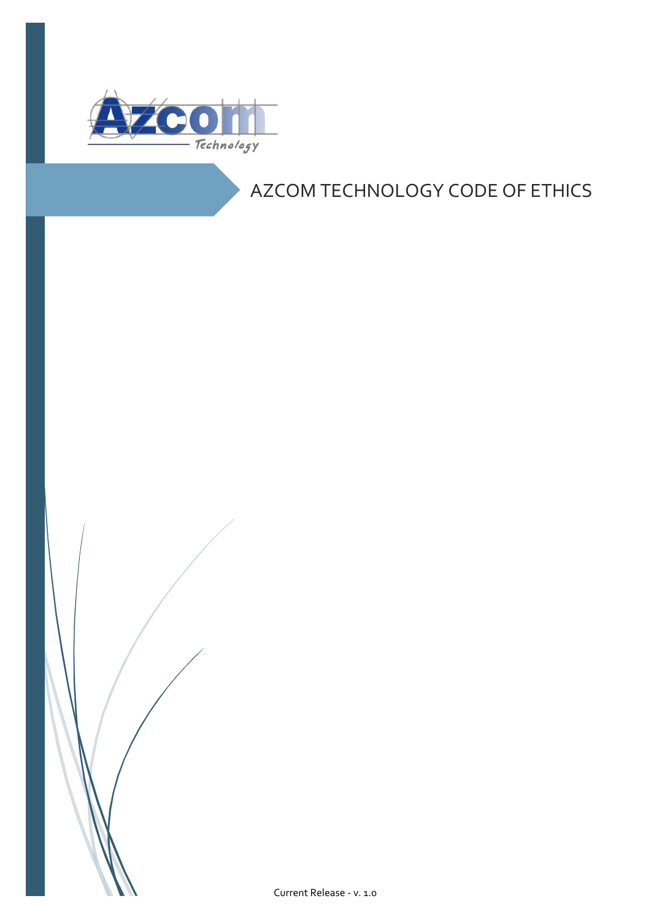# AZCOM TECHNOLOGY CODE OF ETHICS

Current Release - v. 1.0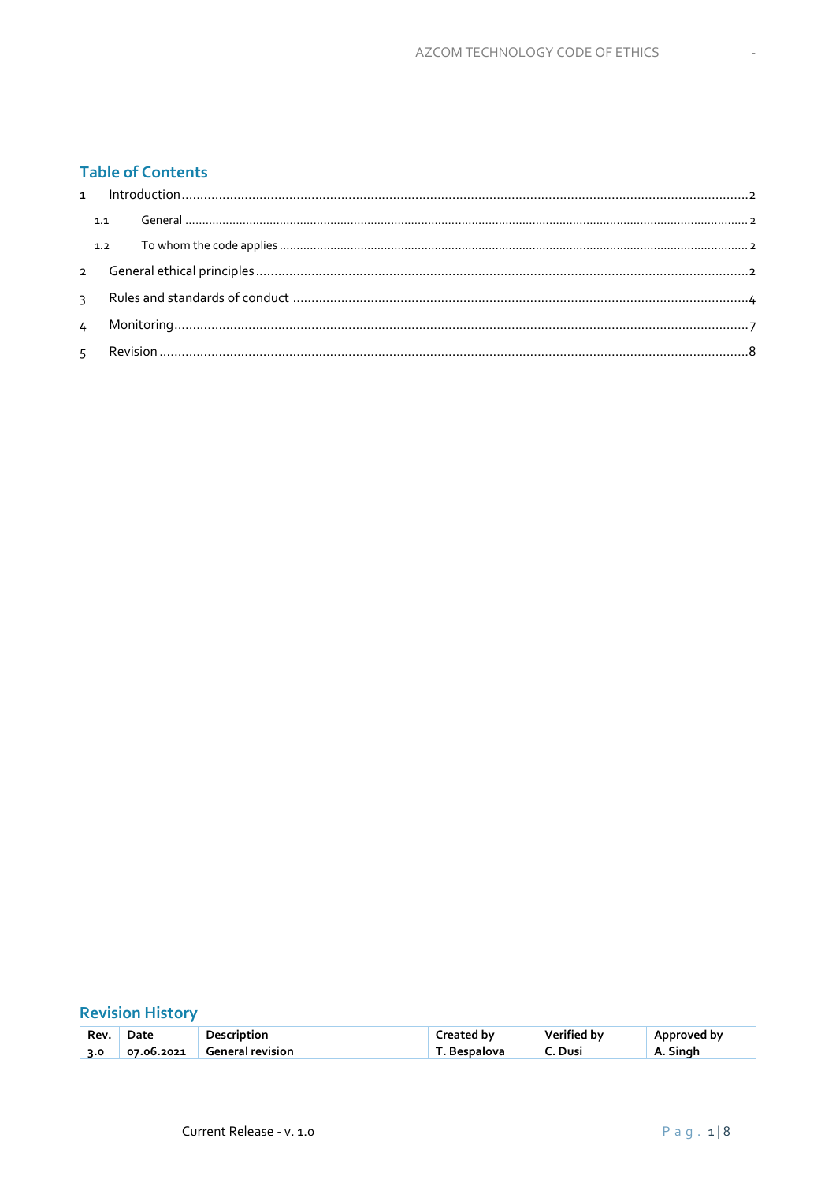## Table of Contents

1 Introduction ..... 2

1.1 General ..... 2

1.2 To whom the code applies ..... 2

2 General ethical principles ..... 2

3 Rules and standards of conduct ..... 4

4 Monitoring ..... 7

5 Revision ..... 8

## Revision History

| Rev. | Date | Description | Created by | Verified by | Approved by |
|---|---|---|---|---|---|
| 3.0 | 07.06.2021 | General revision | T. Bespalova | C. Dusi | A. Singh |

Current Release - v. 1.0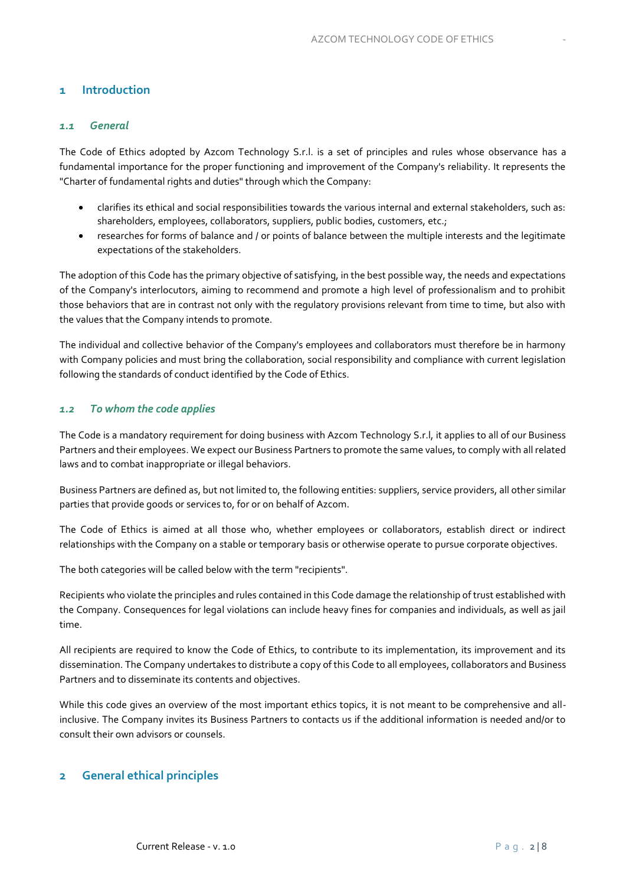# 1 Introduction

## 1.1 General

The Code of Ethics adopted by Azcom Technology S.r.l. is a set of principles and rules whose observance has a fundamental importance for the proper functioning and improvement of the Company's reliability. It represents the "Charter of fundamental rights and duties" through which the Company:

- clarifies its ethical and social responsibilities towards the various internal and external stakeholders, such as: shareholders, employees, collaborators, suppliers, public bodies, customers, etc.;
- researches for forms of balance and / or points of balance between the multiple interests and the legitimate expectations of the stakeholders.

The adoption of this Code has the primary objective of satisfying, in the best possible way, the needs and expectations of the Company's interlocutors, aiming to recommend and promote a high level of professionalism and to prohibit those behaviors that are in contrast not only with the regulatory provisions relevant from time to time, but also with the values that the Company intends to promote.

The individual and collective behavior of the Company's employees and collaborators must therefore be in harmony with Company policies and must bring the collaboration, social responsibility and compliance with current legislation following the standards of conduct identified by the Code of Ethics.

## 1.2 To whom the code applies

The Code is a mandatory requirement for doing business with Azcom Technology S.r.l, it applies to all of our Business Partners and their employees. We expect our Business Partners to promote the same values, to comply with all related laws and to combat inappropriate or illegal behaviors.

Business Partners are defined as, but not limited to, the following entities: suppliers, service providers, all other similar parties that provide goods or services to, for or on behalf of Azcom.

The Code of Ethics is aimed at all those who, whether employees or collaborators, establish direct or indirect relationships with the Company on a stable or temporary basis or otherwise operate to pursue corporate objectives.

The both categories will be called below with the term "recipients".

Recipients who violate the principles and rules contained in this Code damage the relationship of trust established with the Company. Consequences for legal violations can include heavy fines for companies and individuals, as well as jail time.

All recipients are required to know the Code of Ethics, to contribute to its implementation, its improvement and its dissemination. The Company undertakes to distribute a copy of this Code to all employees, collaborators and Business Partners and to disseminate its contents and objectives.

While this code gives an overview of the most important ethics topics, it is not meant to be comprehensive and all-inclusive. The Company invites its Business Partners to contacts us if the additional information is needed and/or to consult their own advisors or counsels.

# 2 General ethical principles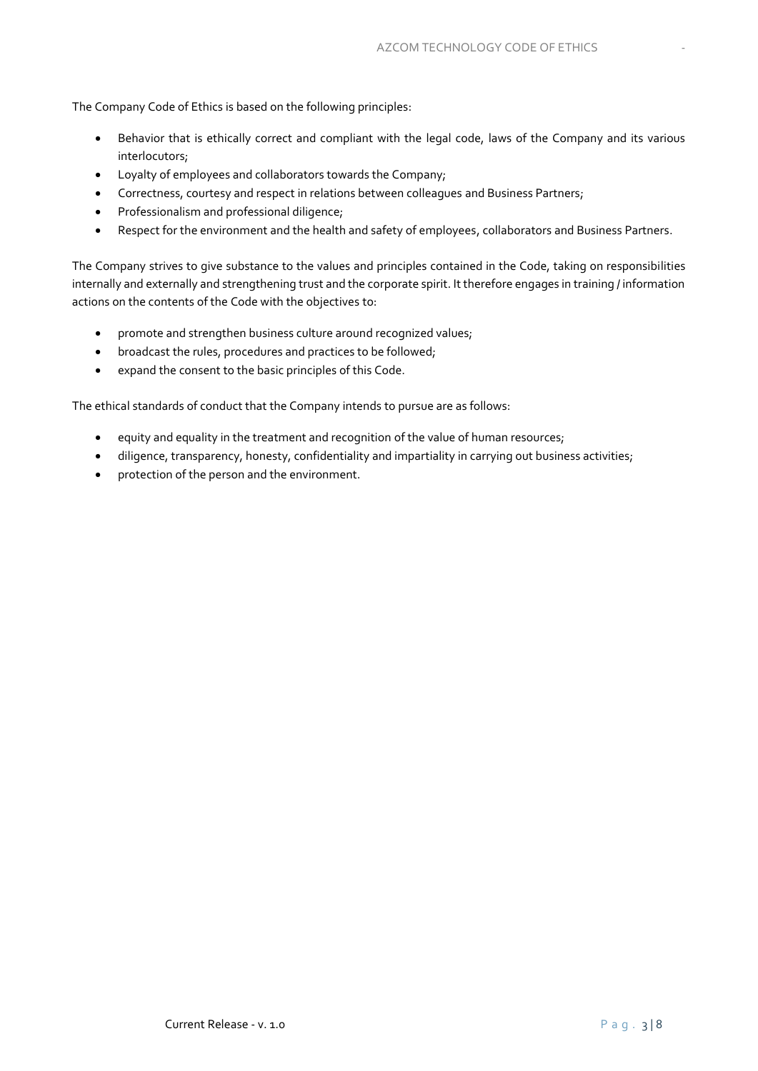The Company Code of Ethics is based on the following principles:

- Behavior that is ethically correct and compliant with the legal code, laws of the Company and its various interlocutors;
- Loyalty of employees and collaborators towards the Company;
- Correctness, courtesy and respect in relations between colleagues and Business Partners;
- Professionalism and professional diligence;
- Respect for the environment and the health and safety of employees, collaborators and Business Partners.

The Company strives to give substance to the values and principles contained in the Code, taking on responsibilities internally and externally and strengthening trust and the corporate spirit. It therefore engages in training / information actions on the contents of the Code with the objectives to:

- promote and strengthen business culture around recognized values;
- broadcast the rules, procedures and practices to be followed;
- expand the consent to the basic principles of this Code.

The ethical standards of conduct that the Company intends to pursue are as follows:

- equity and equality in the treatment and recognition of the value of human resources;
- diligence, transparency, honesty, confidentiality and impartiality in carrying out business activities;
- protection of the person and the environment.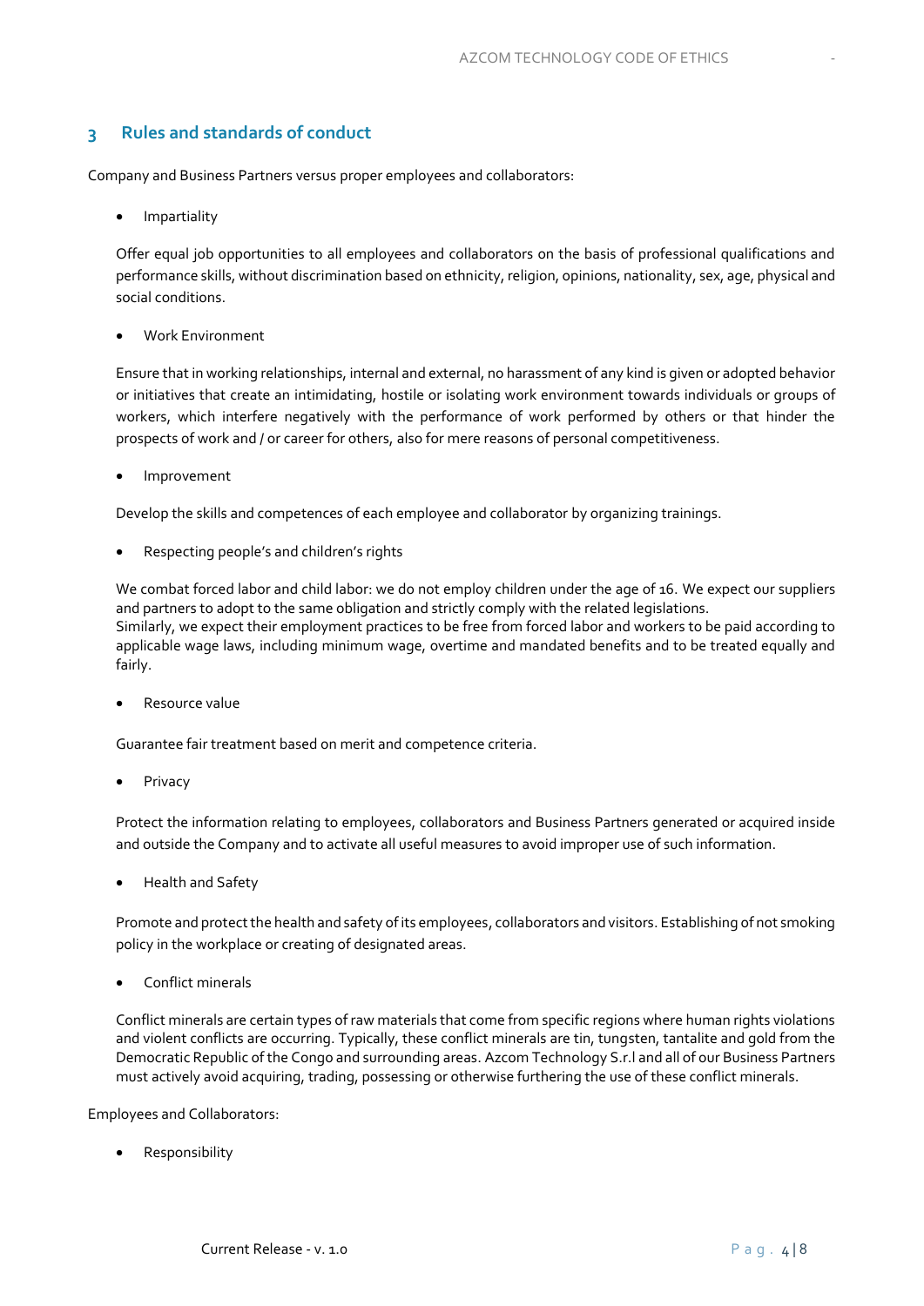## 3 Rules and standards of conduct

Company and Business Partners versus proper employees and collaborators:

- Impartiality

Offer equal job opportunities to all employees and collaborators on the basis of professional qualifications and performance skills, without discrimination based on ethnicity, religion, opinions, nationality, sex, age, physical and social conditions.

- Work Environment

Ensure that in working relationships, internal and external, no harassment of any kind is given or adopted behavior or initiatives that create an intimidating, hostile or isolating work environment towards individuals or groups of workers, which interfere negatively with the performance of work performed by others or that hinder the prospects of work and / or career for others, also for mere reasons of personal competitiveness.

- Improvement

Develop the skills and competences of each employee and collaborator by organizing trainings.

- Respecting people's and children's rights

We combat forced labor and child labor: we do not employ children under the age of 16. We expect our suppliers and partners to adopt to the same obligation and strictly comply with the related legislations.
Similarly, we expect their employment practices to be free from forced labor and workers to be paid according to applicable wage laws, including minimum wage, overtime and mandated benefits and to be treated equally and fairly.

- Resource value

Guarantee fair treatment based on merit and competence criteria.

- Privacy

Protect the information relating to employees, collaborators and Business Partners generated or acquired inside and outside the Company and to activate all useful measures to avoid improper use of such information.

- Health and Safety

Promote and protect the health and safety of its employees, collaborators and visitors. Establishing of not smoking policy in the workplace or creating of designated areas.

- Conflict minerals

Conflict minerals are certain types of raw materials that come from specific regions where human rights violations and violent conflicts are occurring. Typically, these conflict minerals are tin, tungsten, tantalite and gold from the Democratic Republic of the Congo and surrounding areas. Azcom Technology S.r.l and all of our Business Partners must actively avoid acquiring, trading, possessing or otherwise furthering the use of these conflict minerals.

Employees and Collaborators:

- Responsibility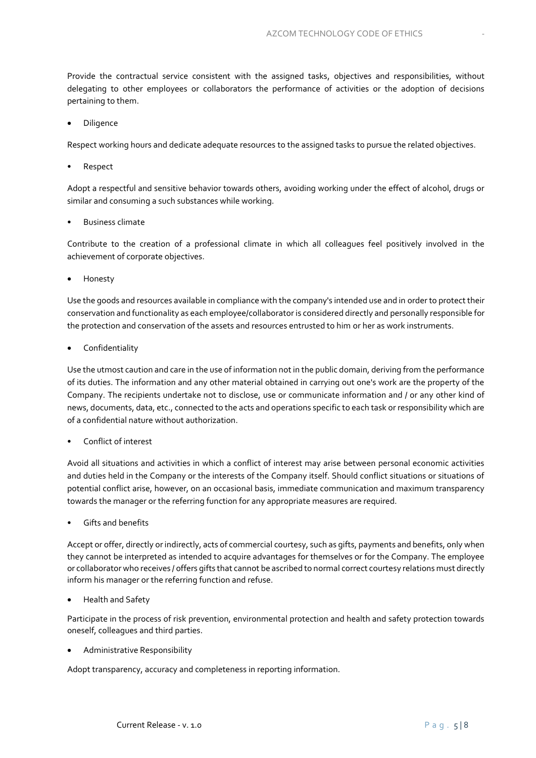Provide the contractual service consistent with the assigned tasks, objectives and responsibilities, without delegating to other employees or collaborators the performance of activities or the adoption of decisions pertaining to them.

- Diligence

Respect working hours and dedicate adequate resources to the assigned tasks to pursue the related objectives.

- Respect

Adopt a respectful and sensitive behavior towards others, avoiding working under the effect of alcohol, drugs or similar and consuming a such substances while working.

- Business climate

Contribute to the creation of a professional climate in which all colleagues feel positively involved in the achievement of corporate objectives.

- Honesty

Use the goods and resources available in compliance with the company's intended use and in order to protect their conservation and functionality as each employee/collaborator is considered directly and personally responsible for the protection and conservation of the assets and resources entrusted to him or her as work instruments.

- Confidentiality

Use the utmost caution and care in the use of information not in the public domain, deriving from the performance of its duties. The information and any other material obtained in carrying out one's work are the property of the Company. The recipients undertake not to disclose, use or communicate information and / or any other kind of news, documents, data, etc., connected to the acts and operations specific to each task or responsibility which are of a confidential nature without authorization.

- Conflict of interest

Avoid all situations and activities in which a conflict of interest may arise between personal economic activities and duties held in the Company or the interests of the Company itself. Should conflict situations or situations of potential conflict arise, however, on an occasional basis, immediate communication and maximum transparency towards the manager or the referring function for any appropriate measures are required.

- Gifts and benefits

Accept or offer, directly or indirectly, acts of commercial courtesy, such as gifts, payments and benefits, only when they cannot be interpreted as intended to acquire advantages for themselves or for the Company. The employee or collaborator who receives / offers gifts that cannot be ascribed to normal correct courtesy relations must directly inform his manager or the referring function and refuse.

- Health and Safety

Participate in the process of risk prevention, environmental protection and health and safety protection towards oneself, colleagues and third parties.

- Administrative Responsibility

Adopt transparency, accuracy and completeness in reporting information.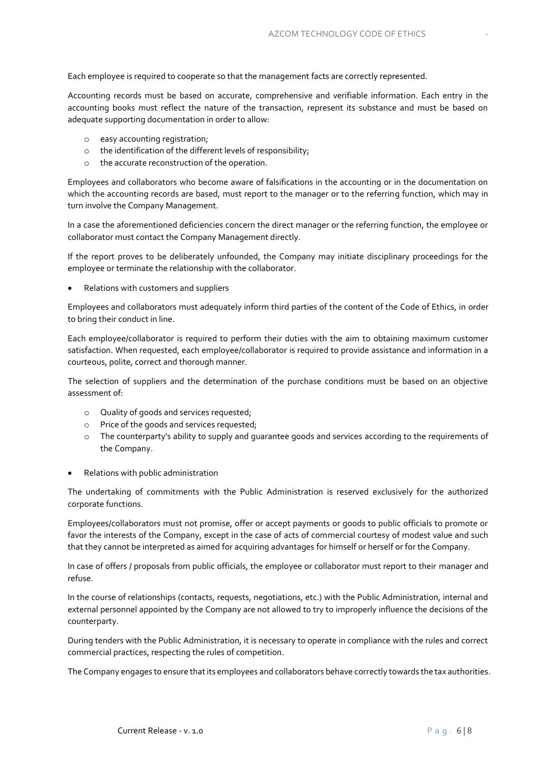Each employee is required to cooperate so that the management facts are correctly represented.

Accounting records must be based on accurate, comprehensive and verifiable information. Each entry in the accounting books must reflect the nature of the transaction, represent its substance and must be based on adequate supporting documentation in order to allow:

- easy accounting registration;
- the identification of the different levels of responsibility;
- the accurate reconstruction of the operation.

Employees and collaborators who become aware of falsifications in the accounting or in the documentation on which the accounting records are based, must report to the manager or to the referring function, which may in turn involve the Company Management.

In a case the aforementioned deficiencies concern the direct manager or the referring function, the employee or collaborator must contact the Company Management directly.

If the report proves to be deliberately unfounded, the Company may initiate disciplinary proceedings for the employee or terminate the relationship with the collaborator.

- Relations with customers and suppliers

Employees and collaborators must adequately inform third parties of the content of the Code of Ethics, in order to bring their conduct in line.

Each employee/collaborator is required to perform their duties with the aim to obtaining maximum customer satisfaction. When requested, each employee/collaborator is required to provide assistance and information in a courteous, polite, correct and thorough manner.

The selection of suppliers and the determination of the purchase conditions must be based on an objective assessment of:

- Quality of goods and services requested;
- Price of the goods and services requested;
- The counterparty's ability to supply and guarantee goods and services according to the requirements of the Company.

- Relations with public administration

The undertaking of commitments with the Public Administration is reserved exclusively for the authorized corporate functions.

Employees/collaborators must not promise, offer or accept payments or goods to public officials to promote or favor the interests of the Company, except in the case of acts of commercial courtesy of modest value and such that they cannot be interpreted as aimed for acquiring advantages for himself or herself or for the Company.

In case of offers / proposals from public officials, the employee or collaborator must report to their manager and refuse.

In the course of relationships (contacts, requests, negotiations, etc.) with the Public Administration, internal and external personnel appointed by the Company are not allowed to try to improperly influence the decisions of the counterparty.

During tenders with the Public Administration, it is necessary to operate in compliance with the rules and correct commercial practices, respecting the rules of competition.

The Company engages to ensure that its employees and collaborators behave correctly towards the tax authorities.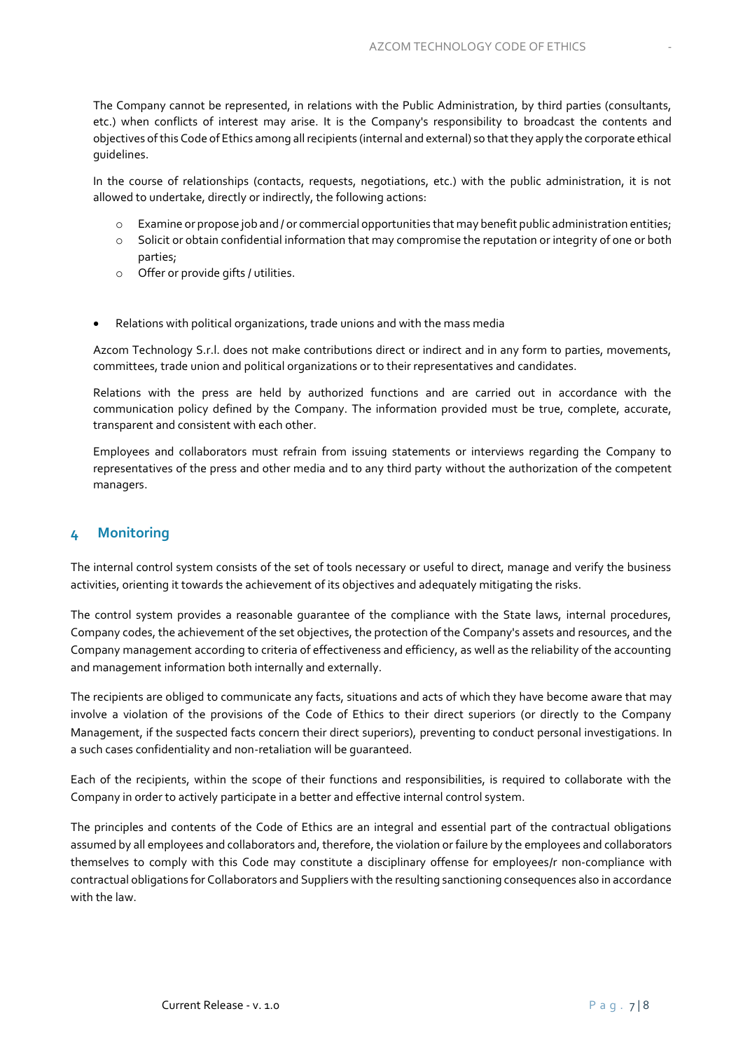The Company cannot be represented, in relations with the Public Administration, by third parties (consultants, etc.) when conflicts of interest may arise. It is the Company's responsibility to broadcast the contents and objectives of this Code of Ethics among all recipients (internal and external) so that they apply the corporate ethical guidelines.

In the course of relationships (contacts, requests, negotiations, etc.) with the public administration, it is not allowed to undertake, directly or indirectly, the following actions:

- Examine or propose job and / or commercial opportunities that may benefit public administration entities;
- Solicit or obtain confidential information that may compromise the reputation or integrity of one or both parties;
- Offer or provide gifts / utilities.

- Relations with political organizations, trade unions and with the mass media

Azcom Technology S.r.l. does not make contributions direct or indirect and in any form to parties, movements, committees, trade union and political organizations or to their representatives and candidates.

Relations with the press are held by authorized functions and are carried out in accordance with the communication policy defined by the Company. The information provided must be true, complete, accurate, transparent and consistent with each other.

Employees and collaborators must refrain from issuing statements or interviews regarding the Company to representatives of the press and other media and to any third party without the authorization of the competent managers.

## 4 Monitoring

The internal control system consists of the set of tools necessary or useful to direct, manage and verify the business activities, orienting it towards the achievement of its objectives and adequately mitigating the risks.

The control system provides a reasonable guarantee of the compliance with the State laws, internal procedures, Company codes, the achievement of the set objectives, the protection of the Company's assets and resources, and the Company management according to criteria of effectiveness and efficiency, as well as the reliability of the accounting and management information both internally and externally.

The recipients are obliged to communicate any facts, situations and acts of which they have become aware that may involve a violation of the provisions of the Code of Ethics to their direct superiors (or directly to the Company Management, if the suspected facts concern their direct superiors), preventing to conduct personal investigations. In a such cases confidentiality and non-retaliation will be guaranteed.

Each of the recipients, within the scope of their functions and responsibilities, is required to collaborate with the Company in order to actively participate in a better and effective internal control system.

The principles and contents of the Code of Ethics are an integral and essential part of the contractual obligations assumed by all employees and collaborators and, therefore, the violation or failure by the employees and collaborators themselves to comply with this Code may constitute a disciplinary offense for employees/r non-compliance with contractual obligations for Collaborators and Suppliers with the resulting sanctioning consequences also in accordance with the law.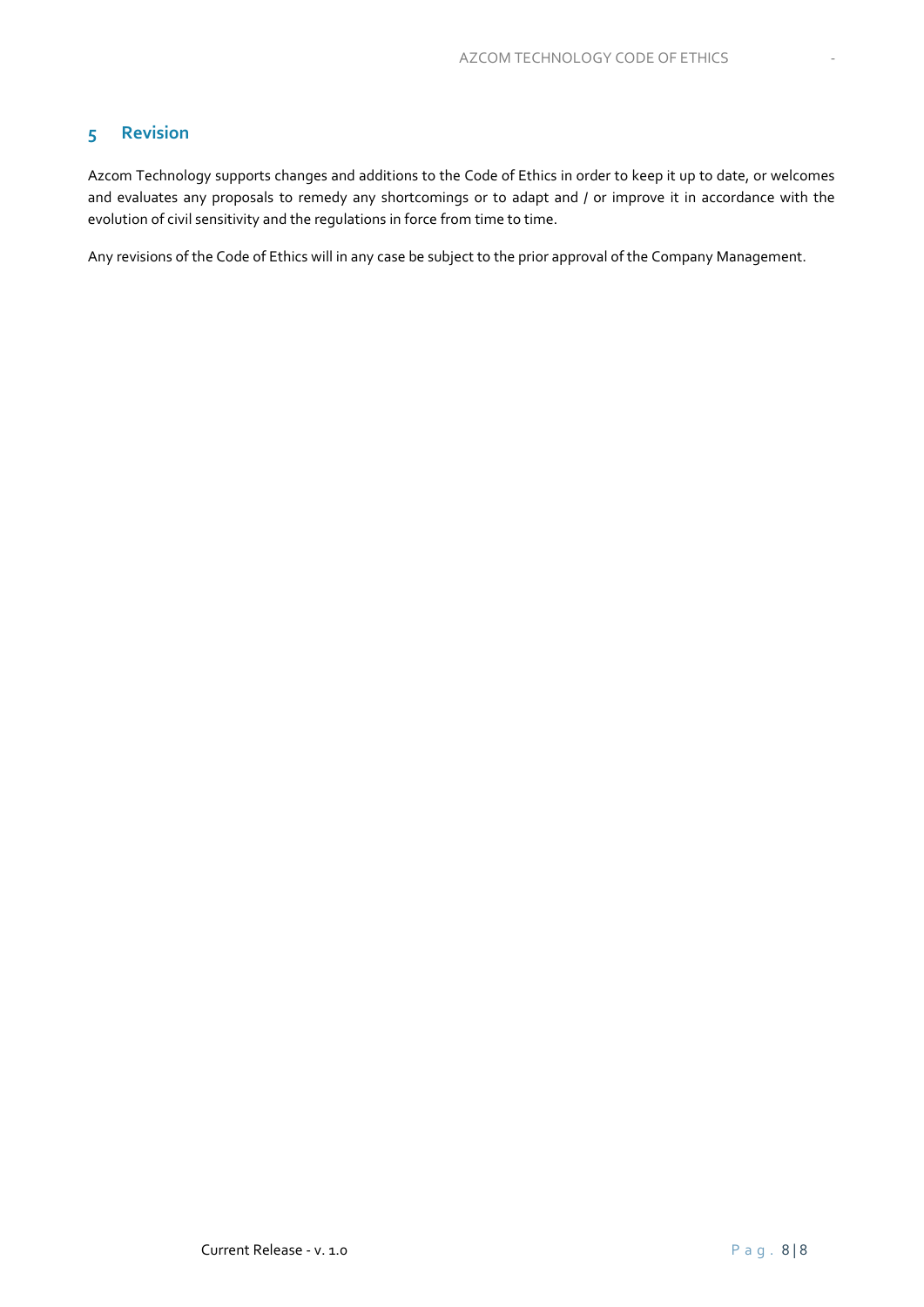## 5 Revision

Azcom Technology supports changes and additions to the Code of Ethics in order to keep it up to date, or welcomes and evaluates any proposals to remedy any shortcomings or to adapt and / or improve it in accordance with the evolution of civil sensitivity and the regulations in force from time to time.

Any revisions of the Code of Ethics will in any case be subject to the prior approval of the Company Management.